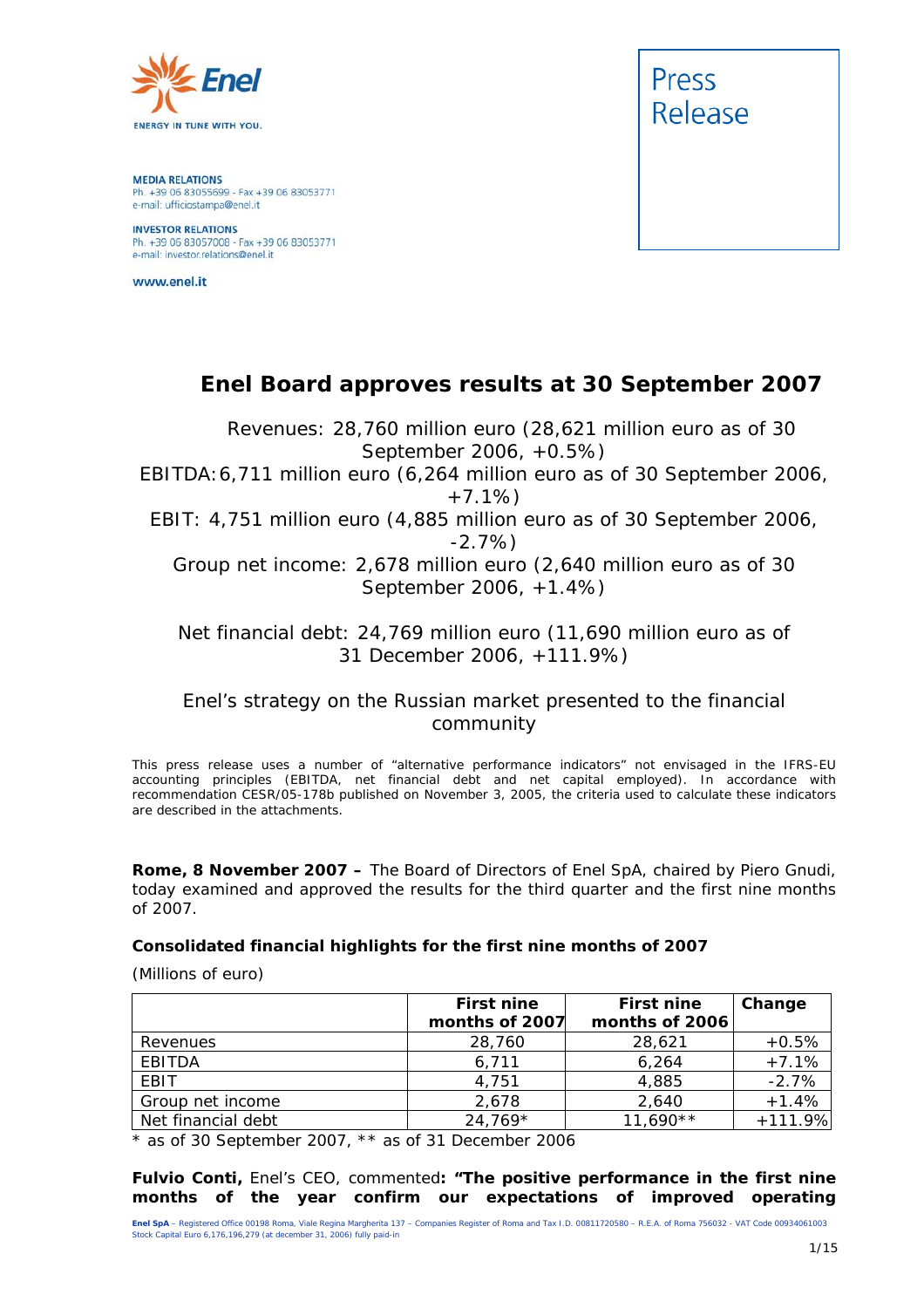MEDIA RELATIONS
Ph. +39 06 83055699 - Fax +39 06 83053771
e-mail: ufficiostampa@enel.it

INVESTOR RELATIONS
Ph. +39 06 83057008 - Fax +39 06 83053771
e-mail: investor.relations@enel.it

www.enel.it

Press Release

# Enel Board approves results at 30 September 2007

Revenues: 28,760 million euro (28,621 million euro as of 30 September 2006, +0.5%)
EBITDA: 6,711 million euro (6,264 million euro as of 30 September 2006, +7.1%)
EBIT: 4,751 million euro (4,885 million euro as of 30 September 2006, -2.7%)
Group net income: 2,678 million euro (2,640 million euro as of 30 September 2006, +1.4%)

Net financial debt: 24,769 million euro (11,690 million euro as of 31 December 2006, +111.9%)

Enel's strategy on the Russian market presented to the financial community

This press release uses a number of "alternative performance indicators" not envisaged in the IFRS-EU accounting principles (EBITDA, net financial debt and net capital employed). In accordance with recommendation CESR/05-178b published on November 3, 2005, the criteria used to calculate these indicators are described in the attachments.

**Rome, 8 November 2007 –** The Board of Directors of Enel SpA, chaired by Piero Gnudi, today examined and approved the results for the third quarter and the first nine months of 2007.

**Consolidated financial highlights for the first nine months of 2007**

(Millions of euro)

| | First nine months of 2007 | First nine months of 2006 | Change |
|---|---|---|---|
| Revenues | 28,760 | 28,621 | +0.5% |
| EBITDA | 6,711 | 6,264 | +7.1% |
| EBIT | 4,751 | 4,885 | -2.7% |
| Group net income | 2,678 | 2,640 | +1.4% |
| Net financial debt | 24,769* | 11,690** | +111.9% |

* as of 30 September 2007, ** as of 31 December 2006

**Fulvio Conti,** Enel's CEO, commented**: "The positive performance in the first nine months of the year confirm our expectations of improved operating**

Enel SpA – Registered Office 00198 Roma, Viale Regina Margherita 137 – Companies Register of Roma and Tax I.D. 00811720580 – R.E.A. of Roma 756032 – VAT Code 00934061003
Stock Capital Euro 6,176,196,279 (at december 31, 2006) fully paid-in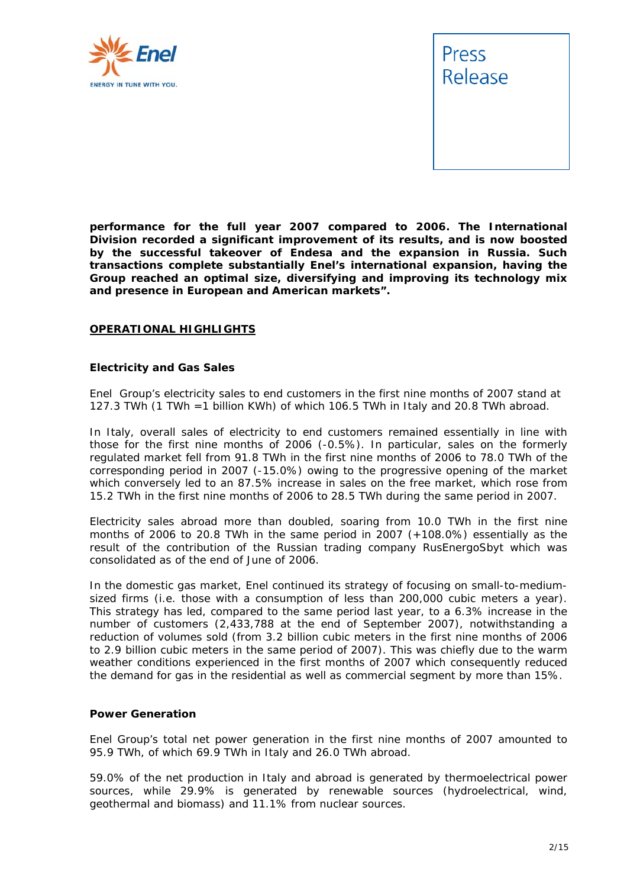**performance for the full year 2007 compared to 2006. The International Division recorded a significant improvement of its results, and is now boosted by the successful takeover of Endesa and the expansion in Russia. Such transactions complete substantially Enel's international expansion, having the Group reached an optimal size, diversifying and improving its technology mix and presence in European and American markets".**

## OPERATIONAL HIGHLIGHTS

### Electricity and Gas Sales

Enel Group's electricity sales to end customers in the first nine months of 2007 stand at 127.3 TWh (1 TWh =1 billion KWh) of which 106.5 TWh in Italy and 20.8 TWh abroad.

In Italy, overall sales of electricity to end customers remained essentially in line with those for the first nine months of 2006 (-0.5%). In particular, sales on the formerly regulated market fell from 91.8 TWh in the first nine months of 2006 to 78.0 TWh of the corresponding period in 2007 (-15.0%) owing to the progressive opening of the market which conversely led to an 87.5% increase in sales on the free market, which rose from 15.2 TWh in the first nine months of 2006 to 28.5 TWh during the same period in 2007.

Electricity sales abroad more than doubled, soaring from 10.0 TWh in the first nine months of 2006 to 20.8 TWh in the same period in 2007 (+108.0%) essentially as the result of the contribution of the Russian trading company RusEnergoSbyt which was consolidated as of the end of June of 2006.

In the domestic gas market, Enel continued its strategy of focusing on small-to-medium-sized firms (i.e. those with a consumption of less than 200,000 cubic meters a year). This strategy has led, compared to the same period last year, to a 6.3% increase in the number of customers (2,433,788 at the end of September 2007), notwithstanding a reduction of volumes sold (from 3.2 billion cubic meters in the first nine months of 2006 to 2.9 billion cubic meters in the same period of 2007). This was chiefly due to the warm weather conditions experienced in the first months of 2007 which consequently reduced the demand for gas in the residential as well as commercial segment by more than 15%.

### Power Generation

Enel Group's total net power generation in the first nine months of 2007 amounted to 95.9 TWh, of which 69.9 TWh in Italy and 26.0 TWh abroad.

59.0% of the net production in Italy and abroad is generated by thermoelectrical power sources, while 29.9% is generated by renewable sources (hydroelectrical, wind, geothermal and biomass) and 11.1% from nuclear sources.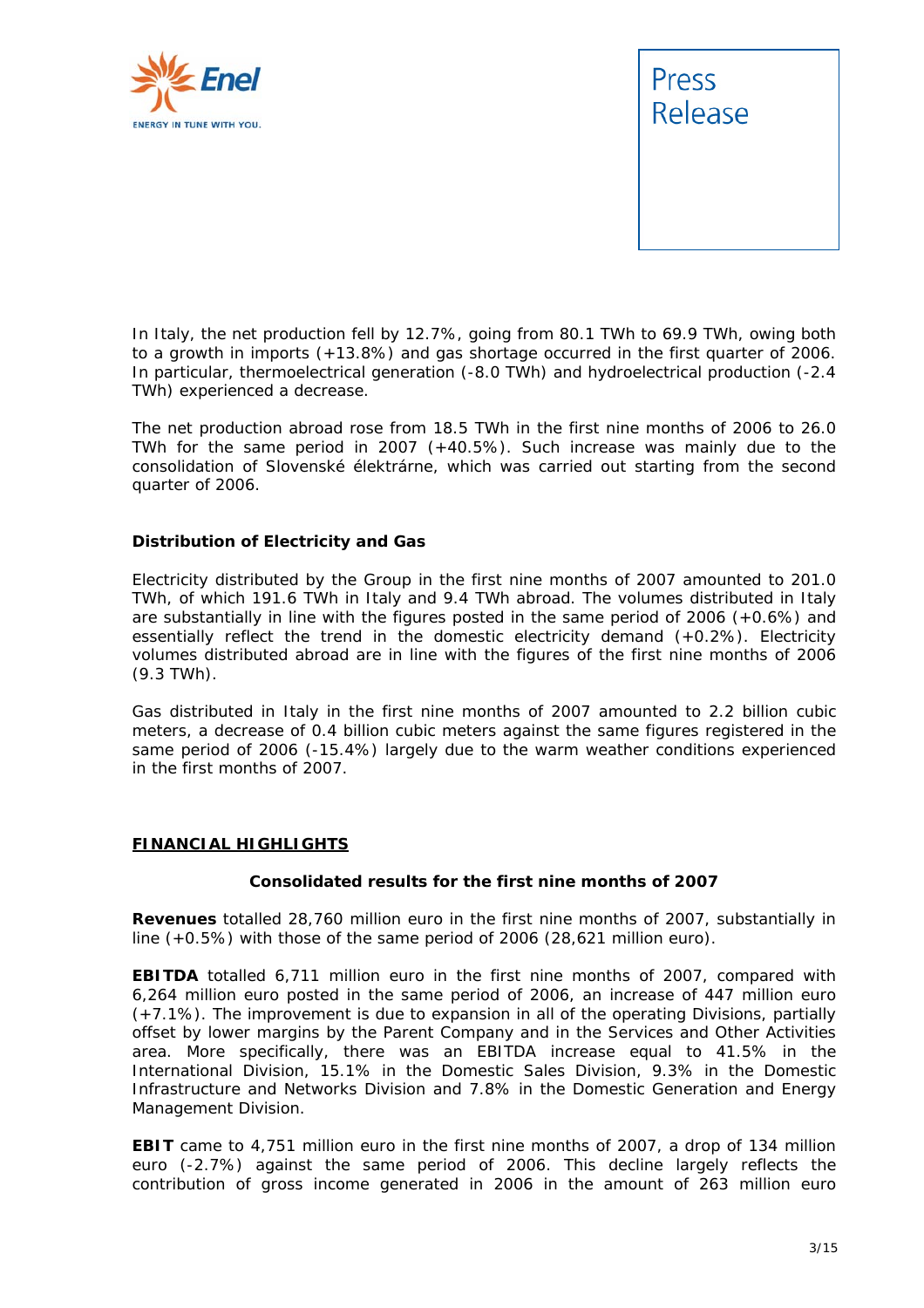In Italy, the net production fell by 12.7%, going from 80.1 TWh to 69.9 TWh, owing both to a growth in imports (+13.8%) and gas shortage occurred in the first quarter of 2006. In particular, thermoelectrical generation (-8.0 TWh) and hydroelectrical production (-2.4 TWh) experienced a decrease.

The net production abroad rose from 18.5 TWh in the first nine months of 2006 to 26.0 TWh for the same period in 2007 (+40.5%). Such increase was mainly due to the consolidation of Slovenské élektrárne, which was carried out starting from the second quarter of 2006.

**Distribution of Electricity and Gas**

Electricity distributed by the Group in the first nine months of 2007 amounted to 201.0 TWh, of which 191.6 TWh in Italy and 9.4 TWh abroad. The volumes distributed in Italy are substantially in line with the figures posted in the same period of 2006 (+0.6%) and essentially reflect the trend in the domestic electricity demand (+0.2%). Electricity volumes distributed abroad are in line with the figures of the first nine months of 2006 (9.3 TWh).

Gas distributed in Italy in the first nine months of 2007 amounted to 2.2 billion cubic meters, a decrease of 0.4 billion cubic meters against the same figures registered in the same period of 2006 (-15.4%) largely due to the warm weather conditions experienced in the first months of 2007.

## FINANCIAL HIGHLIGHTS

### Consolidated results for the first nine months of 2007

**Revenues** totalled 28,760 million euro in the first nine months of 2007, substantially in line (+0.5%) with those of the same period of 2006 (28,621 million euro).

**EBITDA** totalled 6,711 million euro in the first nine months of 2007, compared with 6,264 million euro posted in the same period of 2006, an increase of 447 million euro (+7.1%). The improvement is due to expansion in all of the operating Divisions, partially offset by lower margins by the Parent Company and in the Services and Other Activities area. More specifically, there was an EBITDA increase equal to 41.5% in the International Division, 15.1% in the Domestic Sales Division, 9.3% in the Domestic Infrastructure and Networks Division and 7.8% in the Domestic Generation and Energy Management Division.

**EBIT** came to 4,751 million euro in the first nine months of 2007, a drop of 134 million euro (-2.7%) against the same period of 2006. This decline largely reflects the contribution of gross income generated in 2006 in the amount of 263 million euro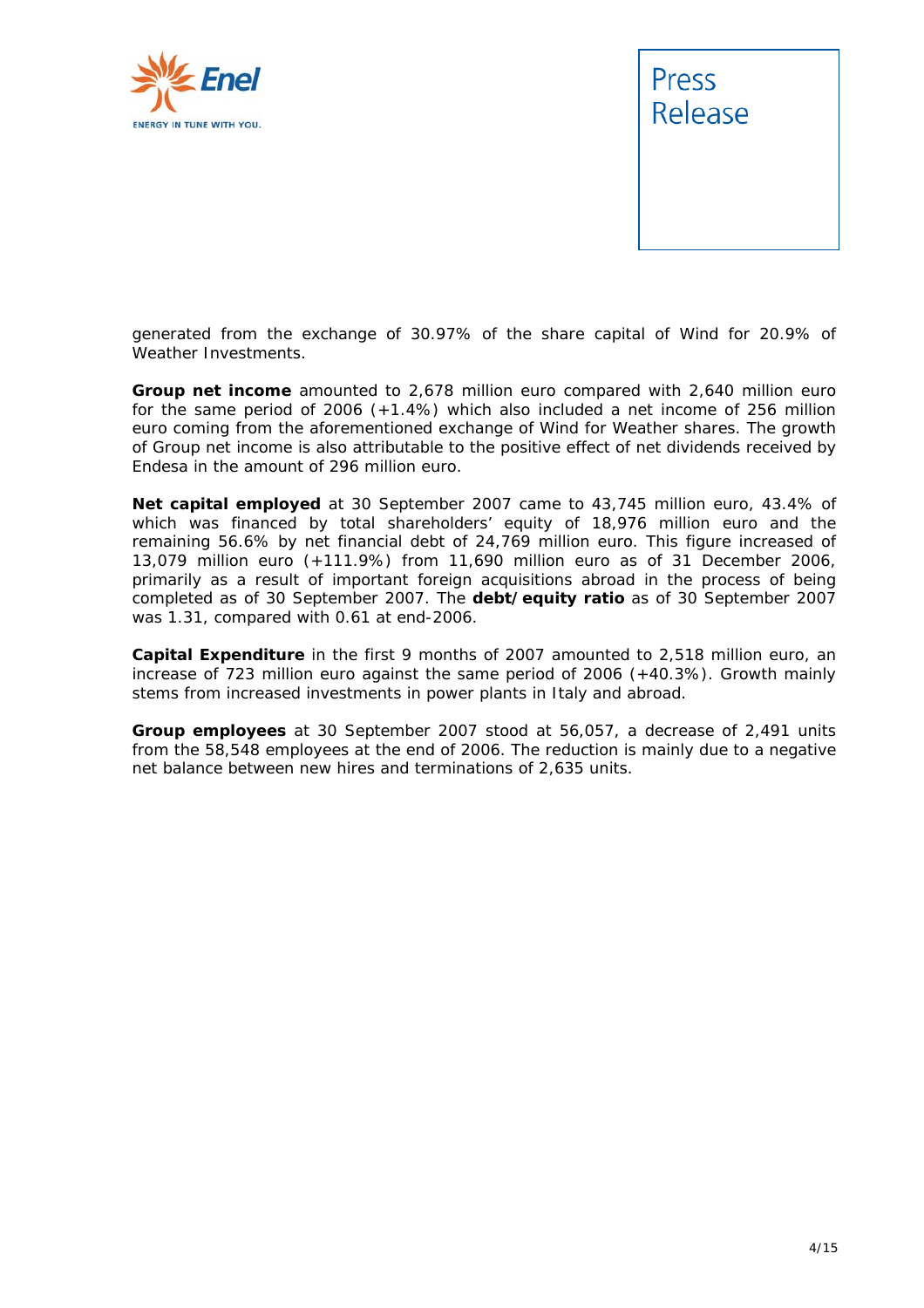generated from the exchange of 30.97% of the share capital of Wind for 20.9% of Weather Investments.

**Group net income** amounted to 2,678 million euro compared with 2,640 million euro for the same period of 2006 (+1.4%) which also included a net income of 256 million euro coming from the aforementioned exchange of Wind for Weather shares. The growth of Group net income is also attributable to the positive effect of net dividends received by Endesa in the amount of 296 million euro.

**Net capital employed** at 30 September 2007 came to 43,745 million euro, 43.4% of which was financed by total shareholders' equity of 18,976 million euro and the remaining 56.6% by net financial debt of 24,769 million euro. This figure increased of 13,079 million euro (+111.9%) from 11,690 million euro as of 31 December 2006, primarily as a result of important foreign acquisitions abroad in the process of being completed as of 30 September 2007. The **debt/equity ratio** as of 30 September 2007 was 1.31, compared with 0.61 at end-2006.

**Capital Expenditure** in the first 9 months of 2007 amounted to 2,518 million euro, an increase of 723 million euro against the same period of 2006 (+40.3%). Growth mainly stems from increased investments in power plants in Italy and abroad.

**Group employees** at 30 September 2007 stood at 56,057, a decrease of 2,491 units from the 58,548 employees at the end of 2006. The reduction is mainly due to a negative net balance between new hires and terminations of 2,635 units.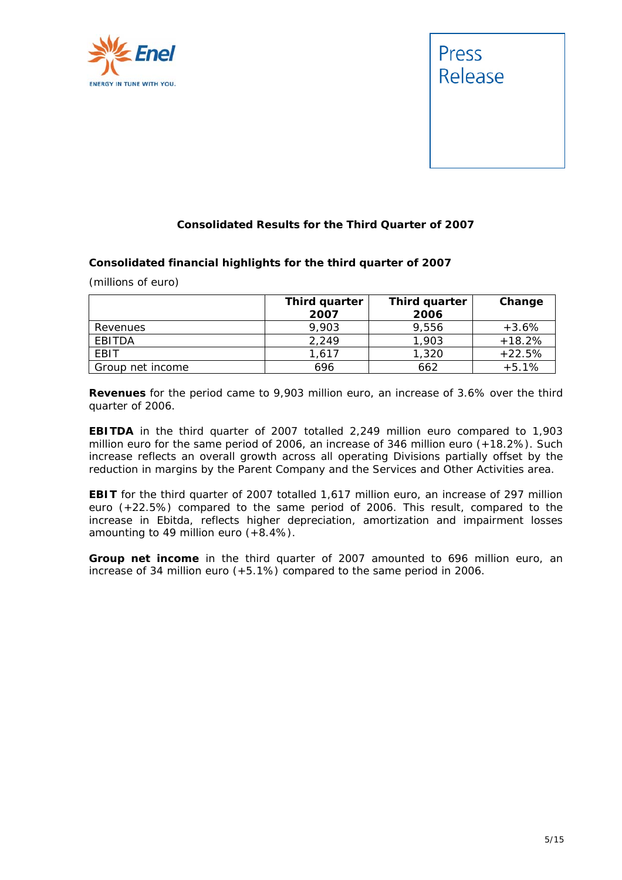### Consolidated Results for the Third Quarter of 2007

**Consolidated financial highlights for the third quarter of 2007**

(millions of euro)

| | Third quarter 2007 | Third quarter 2006 | Change |
|---|---|---|---|
| Revenues | 9,903 | 9,556 | +3.6% |
| EBITDA | 2,249 | 1,903 | +18.2% |
| EBIT | 1,617 | 1,320 | +22.5% |
| Group net income | 696 | 662 | +5.1% |

**Revenues** for the period came to 9,903 million euro, an increase of 3.6% over the third quarter of 2006.

**EBITDA** in the third quarter of 2007 totalled 2,249 million euro compared to 1,903 million euro for the same period of 2006, an increase of 346 million euro (+18.2%). Such increase reflects an overall growth across all operating Divisions partially offset by the reduction in margins by the Parent Company and the Services and Other Activities area.

**EBIT** for the third quarter of 2007 totalled 1,617 million euro, an increase of 297 million euro (+22.5%) compared to the same period of 2006. This result, compared to the increase in Ebitda, reflects higher depreciation, amortization and impairment losses amounting to 49 million euro (+8.4%).

**Group net income** in the third quarter of 2007 amounted to 696 million euro, an increase of 34 million euro (+5.1%) compared to the same period in 2006.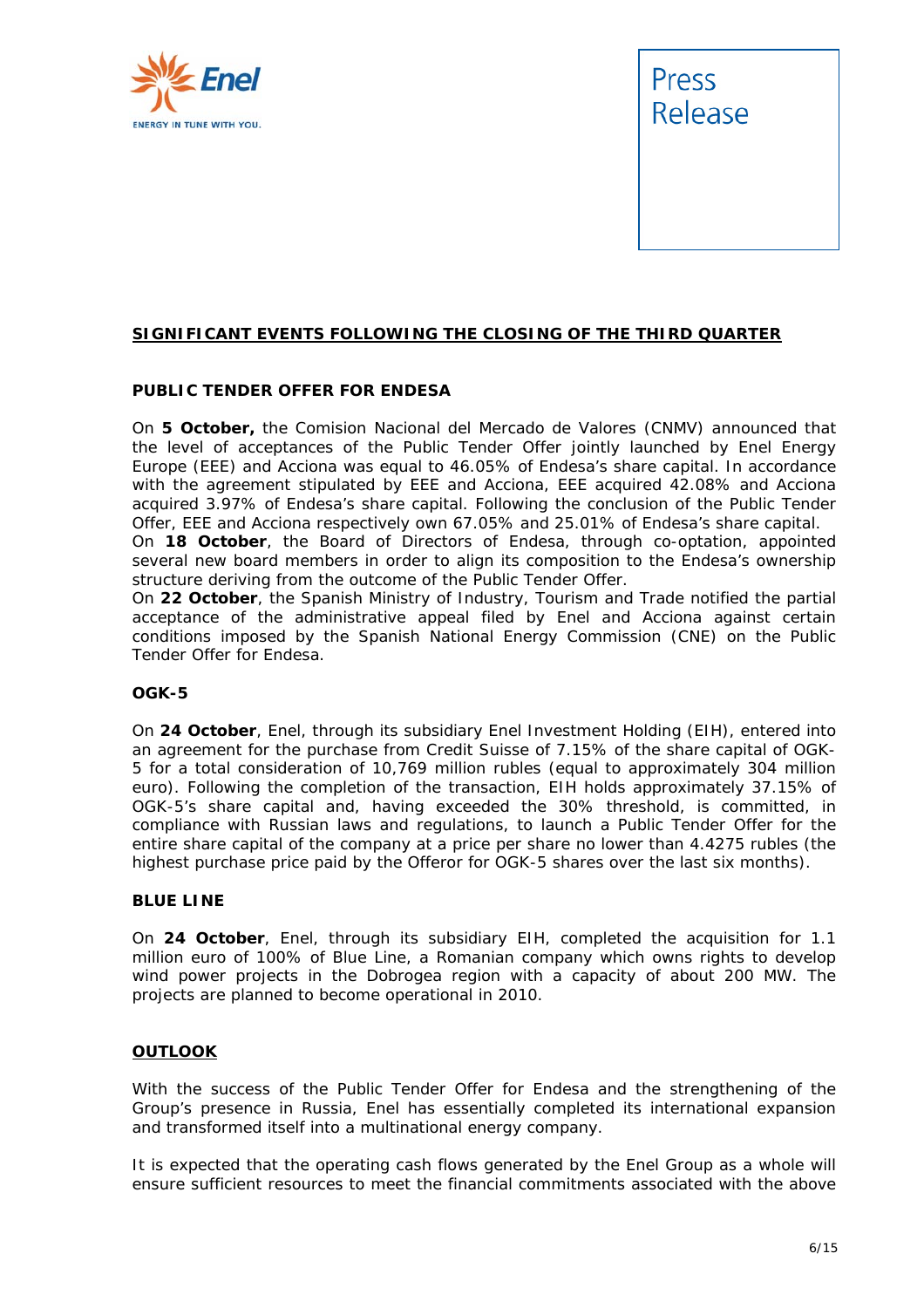Press Release

## SIGNIFICANT EVENTS FOLLOWING THE CLOSING OF THE THIRD QUARTER

### PUBLIC TENDER OFFER FOR ENDESA

On **5 October,** the Comision Nacional del Mercado de Valores (CNMV) announced that the level of acceptances of the Public Tender Offer jointly launched by Enel Energy Europe (EEE) and Acciona was equal to 46.05% of Endesa's share capital. In accordance with the agreement stipulated by EEE and Acciona, EEE acquired 42.08% and Acciona acquired 3.97% of Endesa's share capital. Following the conclusion of the Public Tender Offer, EEE and Acciona respectively own 67.05% and 25.01% of Endesa's share capital.
On **18 October**, the Board of Directors of Endesa, through co-optation, appointed several new board members in order to align its composition to the Endesa's ownership structure deriving from the outcome of the Public Tender Offer.
On **22 October**, the Spanish Ministry of Industry, Tourism and Trade notified the partial acceptance of the administrative appeal filed by Enel and Acciona against certain conditions imposed by the Spanish National Energy Commission (CNE) on the Public Tender Offer for Endesa.

### OGK-5

On **24 October**, Enel, through its subsidiary Enel Investment Holding (EIH), entered into an agreement for the purchase from Credit Suisse of 7.15% of the share capital of OGK-5 for a total consideration of 10,769 million rubles (equal to approximately 304 million euro). Following the completion of the transaction, EIH holds approximately 37.15% of OGK-5's share capital and, having exceeded the 30% threshold, is committed, in compliance with Russian laws and regulations, to launch a Public Tender Offer for the entire share capital of the company at a price per share no lower than 4.4275 rubles (the highest purchase price paid by the Offeror for OGK-5 shares over the last six months).

### BLUE LINE

On **24 October**, Enel, through its subsidiary EIH, completed the acquisition for 1.1 million euro of 100% of Blue Line, a Romanian company which owns rights to develop wind power projects in the Dobrogea region with a capacity of about 200 MW. The projects are planned to become operational in 2010.

## OUTLOOK

With the success of the Public Tender Offer for Endesa and the strengthening of the Group's presence in Russia, Enel has essentially completed its international expansion and transformed itself into a multinational energy company.

It is expected that the operating cash flows generated by the Enel Group as a whole will ensure sufficient resources to meet the financial commitments associated with the above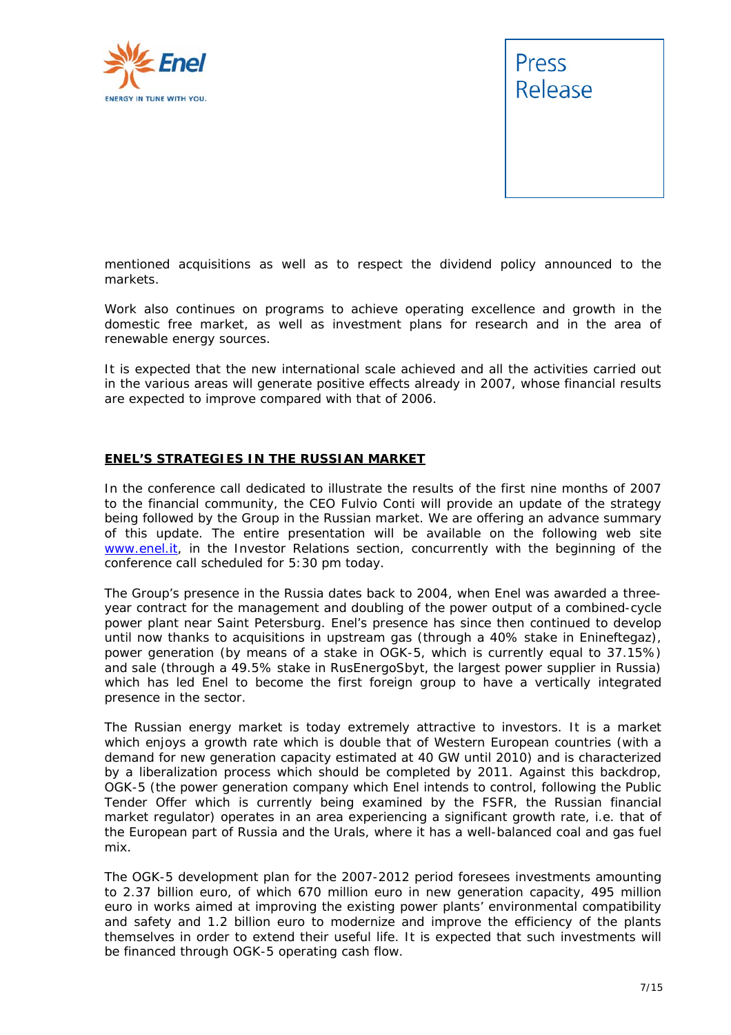mentioned acquisitions as well as to respect the dividend policy announced to the markets.

Work also continues on programs to achieve operating excellence and growth in the domestic free market, as well as investment plans for research and in the area of renewable energy sources.

It is expected that the new international scale achieved and all the activities carried out in the various areas will generate positive effects already in 2007, whose financial results are expected to improve compared with that of 2006.

## ENEL'S STRATEGIES IN THE RUSSIAN MARKET

In the conference call dedicated to illustrate the results of the first nine months of 2007 to the financial community, the CEO Fulvio Conti will provide an update of the strategy being followed by the Group in the Russian market. We are offering an advance summary of this update. The entire presentation will be available on the following web site www.enel.it, in the Investor Relations section, concurrently with the beginning of the conference call scheduled for 5:30 pm today.

The Group's presence in the Russia dates back to 2004, when Enel was awarded a three-year contract for the management and doubling of the power output of a combined-cycle power plant near Saint Petersburg. Enel's presence has since then continued to develop until now thanks to acquisitions in upstream gas (through a 40% stake in Eneineftegaz), power generation (by means of a stake in OGK-5, which is currently equal to 37.15%) and sale (through a 49.5% stake in RusEnergoSbyt, the largest power supplier in Russia) which has led Enel to become the first foreign group to have a vertically integrated presence in the sector.

The Russian energy market is today extremely attractive to investors. It is a market which enjoys a growth rate which is double that of Western European countries (with a demand for new generation capacity estimated at 40 GW until 2010) and is characterized by a liberalization process which should be completed by 2011. Against this backdrop, OGK-5 (the power generation company which Enel intends to control, following the Public Tender Offer which is currently being examined by the FSFR, the Russian financial market regulator) operates in an area experiencing a significant growth rate, i.e. that of the European part of Russia and the Urals, where it has a well-balanced coal and gas fuel mix.

The OGK-5 development plan for the 2007-2012 period foresees investments amounting to 2.37 billion euro, of which 670 million euro in new generation capacity, 495 million euro in works aimed at improving the existing power plants' environmental compatibility and safety and 1.2 billion euro to modernize and improve the efficiency of the plants themselves in order to extend their useful life. It is expected that such investments will be financed through OGK-5 operating cash flow.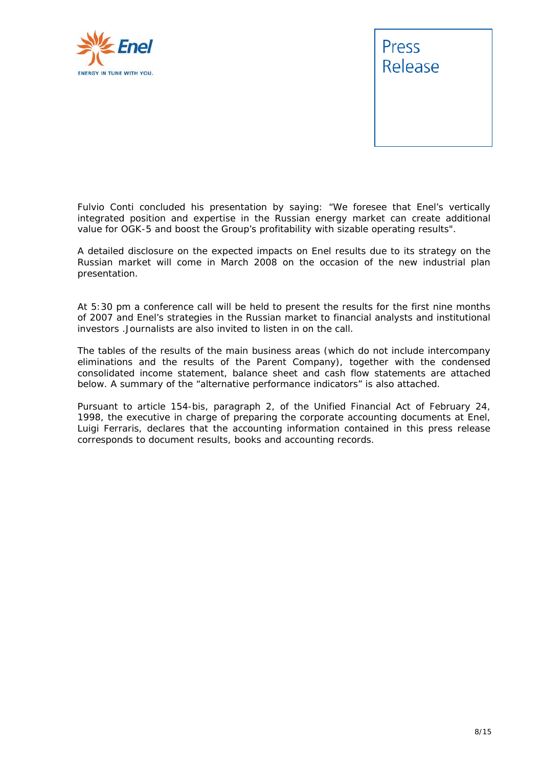Fulvio Conti concluded his presentation by saying: "We foresee that Enel's vertically integrated position and expertise in the Russian energy market can create additional value for OGK-5 and boost the Group's profitability with sizable operating results".

A detailed disclosure on the expected impacts on Enel results due to its strategy on the Russian market will come in March 2008 on the occasion of the new industrial plan presentation.

At 5:30 pm a conference call will be held to present the results for the first nine months of 2007 and Enel's strategies in the Russian market to financial analysts and institutional investors .Journalists are also invited to listen in on the call.

The tables of the results of the main business areas (which do not include intercompany eliminations and the results of the Parent Company), together with the condensed consolidated income statement, balance sheet and cash flow statements are attached below. A summary of the "alternative performance indicators" is also attached.

Pursuant to article 154-bis, paragraph 2, of the Unified Financial Act of February 24, 1998, the executive in charge of preparing the corporate accounting documents at Enel, Luigi Ferraris, declares that the accounting information contained in this press release corresponds to document results, books and accounting records.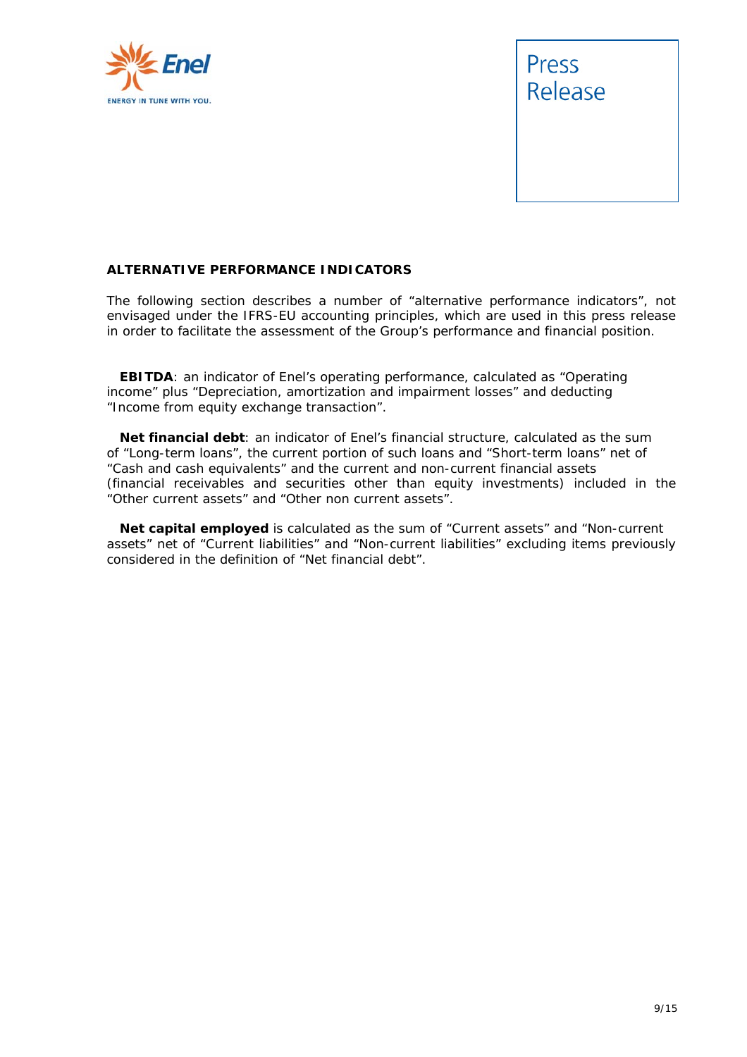## ALTERNATIVE PERFORMANCE INDICATORS

The following section describes a number of "alternative performance indicators", not envisaged under the IFRS-EU accounting principles, which are used in this press release in order to facilitate the assessment of the Group's performance and financial position.

**EBITDA**: an indicator of Enel's operating performance, calculated as "Operating income" plus "Depreciation, amortization and impairment losses" and deducting "Income from equity exchange transaction".

**Net financial debt**: an indicator of Enel's financial structure, calculated as the sum of "Long-term loans", the current portion of such loans and "Short-term loans" net of "Cash and cash equivalents" and the current and non-current financial assets (financial receivables and securities other than equity investments) included in the "Other current assets" and "Other non current assets".

**Net capital employed** is calculated as the sum of "Current assets" and "Non-current assets" net of "Current liabilities" and "Non-current liabilities" excluding items previously considered in the definition of "Net financial debt".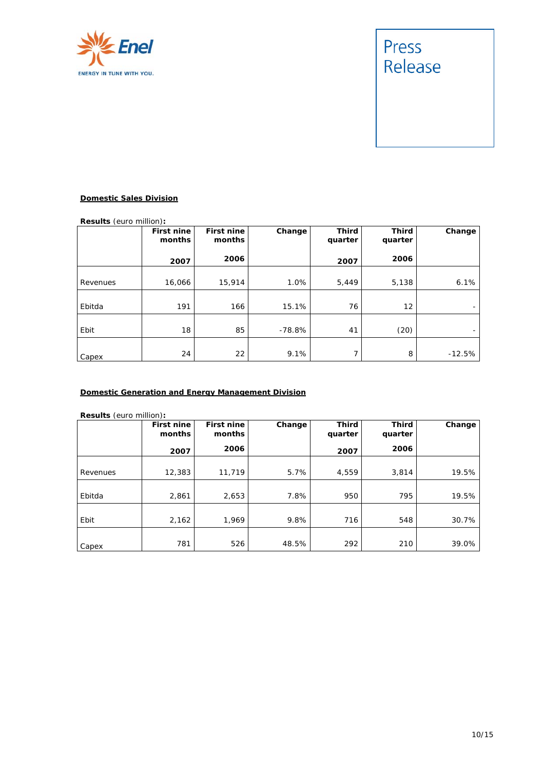**Domestic Sales Division**

**Results** (euro million)**:**

| | First nine months 2007 | First nine months 2006 | Change | Third quarter 2007 | Third quarter 2006 | Change |
|---|---|---|---|---|---|---|
| Revenues | 16,066 | 15,914 | 1.0% | 5,449 | 5,138 | 6.1% |
| Ebitda | 191 | 166 | 15.1% | 76 | 12 | - |
| Ebit | 18 | 85 | -78.8% | 41 | (20) | - |
| Capex | 24 | 22 | 9.1% | 7 | 8 | -12.5% |

**Domestic Generation and Energy Management Division**

**Results** (euro million)**:**

| | First nine months 2007 | First nine months 2006 | Change | Third quarter 2007 | Third quarter 2006 | Change |
|---|---|---|---|---|---|---|
| Revenues | 12,383 | 11,719 | 5.7% | 4,559 | 3,814 | 19.5% |
| Ebitda | 2,861 | 2,653 | 7.8% | 950 | 795 | 19.5% |
| Ebit | 2,162 | 1,969 | 9.8% | 716 | 548 | 30.7% |
| Capex | 781 | 526 | 48.5% | 292 | 210 | 39.0% |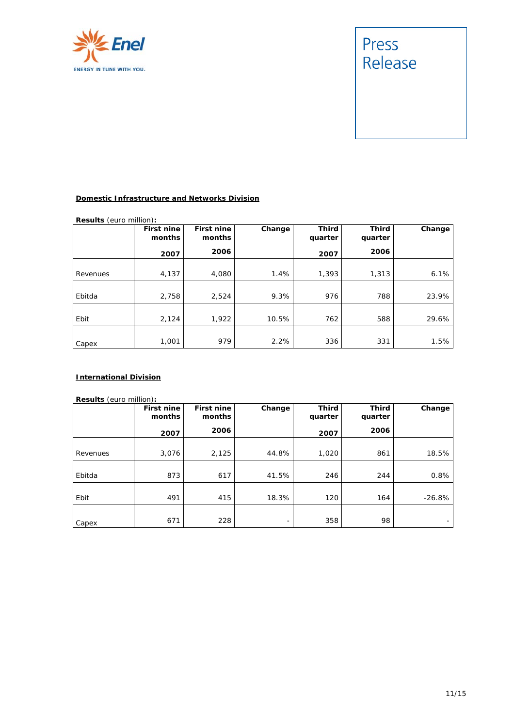**Domestic Infrastructure and Networks Division**

**Results** (euro million)**:**

| | First nine months 2007 | First nine months 2006 | Change | Third quarter 2007 | Third quarter 2006 | Change |
|---|---|---|---|---|---|---|
| Revenues | 4,137 | 4,080 | 1.4% | 1,393 | 1,313 | 6.1% |
| Ebitda | 2,758 | 2,524 | 9.3% | 976 | 788 | 23.9% |
| Ebit | 2,124 | 1,922 | 10.5% | 762 | 588 | 29.6% |
| Capex | 1,001 | 979 | 2.2% | 336 | 331 | 1.5% |

**International Division**

**Results** (euro million)**:**

| | First nine months 2007 | First nine months 2006 | Change | Third quarter 2007 | Third quarter 2006 | Change |
|---|---|---|---|---|---|---|
| Revenues | 3,076 | 2,125 | 44.8% | 1,020 | 861 | 18.5% |
| Ebitda | 873 | 617 | 41.5% | 246 | 244 | 0.8% |
| Ebit | 491 | 415 | 18.3% | 120 | 164 | -26.8% |
| Capex | 671 | 228 | - | 358 | 98 | - |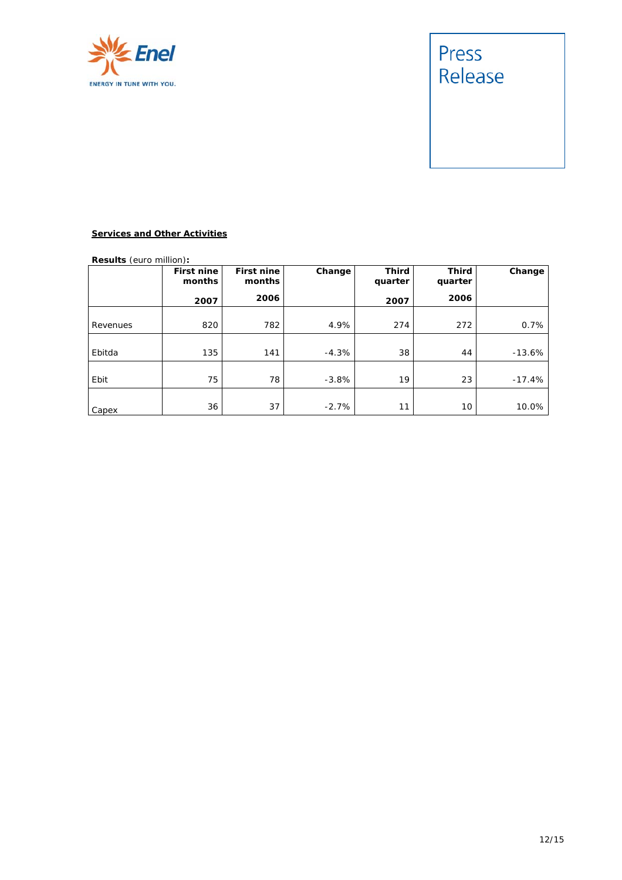**Services and Other Activities**

**Results** (euro million)**:**

| | **First nine months 2007** | **First nine months 2006** | **Change** | **Third quarter 2007** | **Third quarter 2006** | **Change** |
|---|---|---|---|---|---|---|
| Revenues | 820 | 782 | 4.9% | 274 | 272 | 0.7% |
| Ebitda | 135 | 141 | -4.3% | 38 | 44 | -13.6% |
| Ebit | 75 | 78 | -3.8% | 19 | 23 | -17.4% |
| Capex | 36 | 37 | -2.7% | 11 | 10 | 10.0% |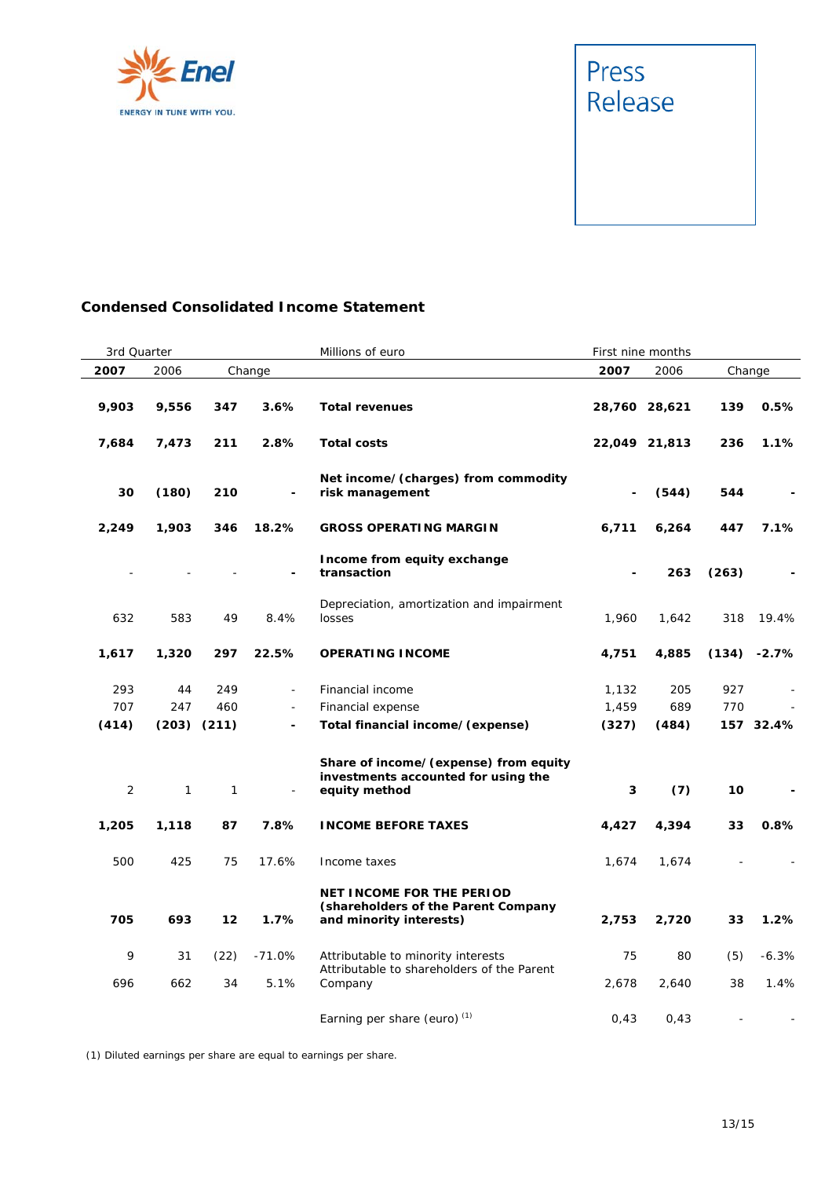Press Release

## Condensed Consolidated Income Statement

| 3rd Quarter | | | | Millions of euro | First nine months | | | |
|---|---|---|---|---|---|---|---|---|
| **2007** | 2006 | Change | | | **2007** | 2006 | Change | |
| **9,903** | **9,556** | **347** | **3.6%** | **Total revenues** | **28,760** | **28,621** | **139** | **0.5%** |
| **7,684** | **7,473** | **211** | **2.8%** | **Total costs** | **22,049** | **21,813** | **236** | **1.1%** |
| **30** | **(180)** | **210** | **-** | **Net income/(charges) from commodity risk management** | **-** | **(544)** | **544** | **-** |
| **2,249** | **1,903** | **346** | **18.2%** | **GROSS OPERATING MARGIN** | **6,711** | **6,264** | **447** | **7.1%** |
| - | - | - | **-** | **Income from equity exchange transaction** | **-** | **263** | **(263)** | **-** |
| 632 | 583 | 49 | 8.4% | Depreciation, amortization and impairment losses | 1,960 | 1,642 | 318 | 19.4% |
| **1,617** | **1,320** | **297** | **22.5%** | **OPERATING INCOME** | **4,751** | **4,885** | **(134)** | **-2.7%** |
| 293 | 44 | 249 | - | Financial income | 1,132 | 205 | 927 | - |
| 707 | 247 | 460 | - | Financial expense | 1,459 | 689 | 770 | - |
| **(414)** | **(203)** | **(211)** | **-** | **Total financial income/(expense)** | **(327)** | **(484)** | **157** | **32.4%** |
| 2 | 1 | 1 | - | **Share of income/(expense) from equity investments accounted for using the equity method** | **3** | **(7)** | **10** | **-** |
| **1,205** | **1,118** | **87** | **7.8%** | **INCOME BEFORE TAXES** | **4,427** | **4,394** | **33** | **0.8%** |
| 500 | 425 | 75 | 17.6% | Income taxes | 1,674 | 1,674 | - | - |
| **705** | **693** | **12** | **1.7%** | **NET INCOME FOR THE PERIOD (shareholders of the Parent Company and minority interests)** | **2,753** | **2,720** | **33** | **1.2%** |
| 9 | 31 | (22) | -71.0% | Attributable to minority interests | 75 | 80 | (5) | -6.3% |
| 696 | 662 | 34 | 5.1% | Attributable to shareholders of the Parent Company | 2,678 | 2,640 | 38 | 1.4% |
| | | | | Earning per share (euro) [1] | 0,43 | 0,43 | - | - |

(1) Diluted earnings per share are equal to earnings per share.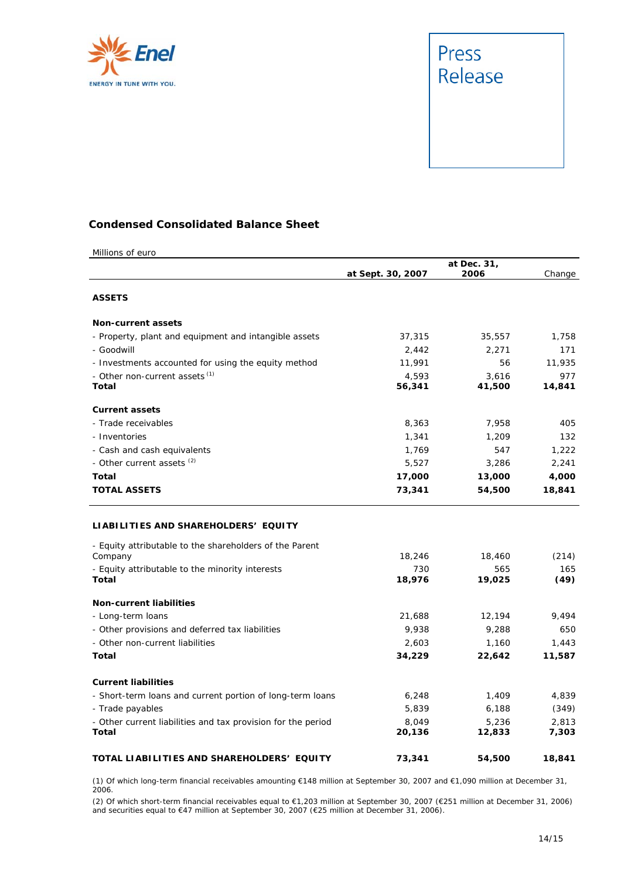## Condensed Consolidated Balance Sheet

| Millions of euro | at Sept. 30, 2007 | at Dec. 31, 2006 | Change |
|---|---|---|---|
| **ASSETS** | | | |
| **Non-current assets** | | | |
| - Property, plant and equipment and intangible assets | 37,315 | 35,557 | 1,758 |
| - Goodwill | 2,442 | 2,271 | 171 |
| - Investments accounted for using the equity method | 11,991 | 56 | 11,935 |
| - Other non-current assets [1] | 4,593 | 3,616 | 977 |
| **Total** | **56,341** | **41,500** | **14,841** |
| **Current assets** | | | |
| - Trade receivables | 8,363 | 7,958 | 405 |
| - Inventories | 1,341 | 1,209 | 132 |
| - Cash and cash equivalents | 1,769 | 547 | 1,222 |
| - Other current assets [2] | 5,527 | 3,286 | 2,241 |
| **Total** | **17,000** | **13,000** | **4,000** |
| **TOTAL ASSETS** | **73,341** | **54,500** | **18,841** |
| **LIABILITIES AND SHAREHOLDERS' EQUITY** | | | |
| - Equity attributable to the shareholders of the Parent Company | 18,246 | 18,460 | (214) |
| - Equity attributable to the minority interests | 730 | 565 | 165 |
| **Total** | **18,976** | **19,025** | **(49)** |
| **Non-current liabilities** | | | |
| - Long-term loans | 21,688 | 12,194 | 9,494 |
| - Other provisions and deferred tax liabilities | 9,938 | 9,288 | 650 |
| - Other non-current liabilities | 2,603 | 1,160 | 1,443 |
| **Total** | **34,229** | **22,642** | **11,587** |
| **Current liabilities** | | | |
| - Short-term loans and current portion of long-term loans | 6,248 | 1,409 | 4,839 |
| - Trade payables | 5,839 | 6,188 | (349) |
| - Other current liabilities and tax provision for the period | 8,049 | 5,236 | 2,813 |
| **Total** | **20,136** | **12,833** | **7,303** |
| **TOTAL LIABILITIES AND SHAREHOLDERS' EQUITY** | **73,341** | **54,500** | **18,841** |

(1) Of which long-term financial receivables amounting €148 million at September 30, 2007 and €1,090 million at December 31, 2006.

(2) Of which short-term financial receivables equal to €1,203 million at September 30, 2007 (€251 million at December 31, 2006) and securities equal to €47 million at September 30, 2007 (€25 million at December 31, 2006).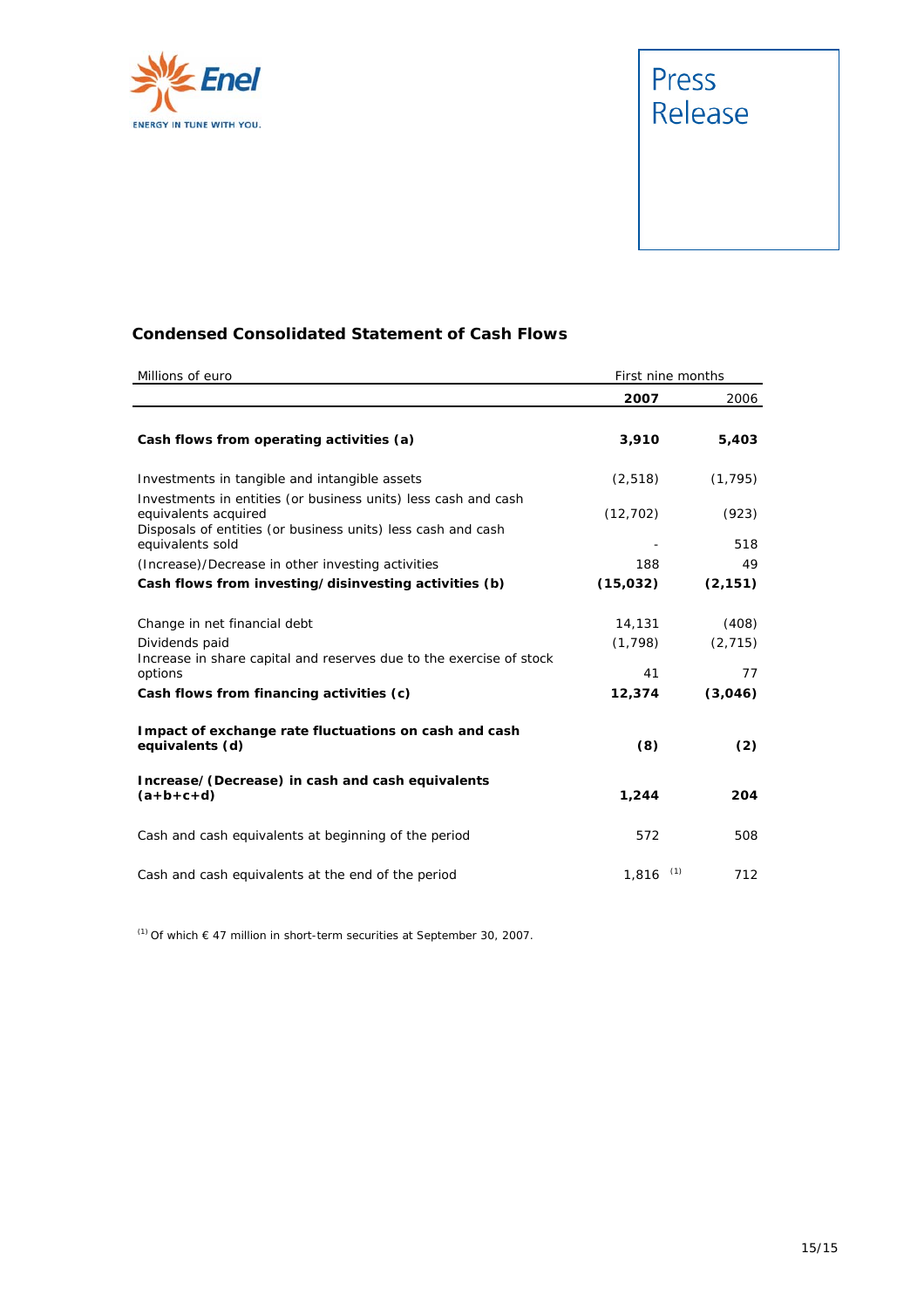## Condensed Consolidated Statement of Cash Flows

| Millions of euro | First nine months | |
|---|---|---|
| | **2007** | 2006 |
| **Cash flows from operating activities (a)** | **3,910** | **5,403** |
| Investments in tangible and intangible assets | (2,518) | (1,795) |
| Investments in entities (or business units) less cash and cash equivalents acquired | (12,702) | (923) |
| Disposals of entities (or business units) less cash and cash equivalents sold | - | 518 |
| (Increase)/Decrease in other investing activities | 188 | 49 |
| **Cash flows from investing/disinvesting activities (b)** | **(15,032)** | **(2,151)** |
| Change in net financial debt | 14,131 | (408) |
| Dividends paid | (1,798) | (2,715) |
| Increase in share capital and reserves due to the exercise of stock options | 41 | 77 |
| **Cash flows from financing activities (c)** | **12,374** | **(3,046)** |
| **Impact of exchange rate fluctuations on cash and cash equivalents (d)** | **(8)** | **(2)** |
| **Increase/(Decrease) in cash and cash equivalents (a+b+c+d)** | **1,244** | **204** |
| Cash and cash equivalents at beginning of the period | 572 | 508 |
| Cash and cash equivalents at the end of the period | 1,816 [1] | 712 |

[1] Of which € 47 million in short-term securities at September 30, 2007.